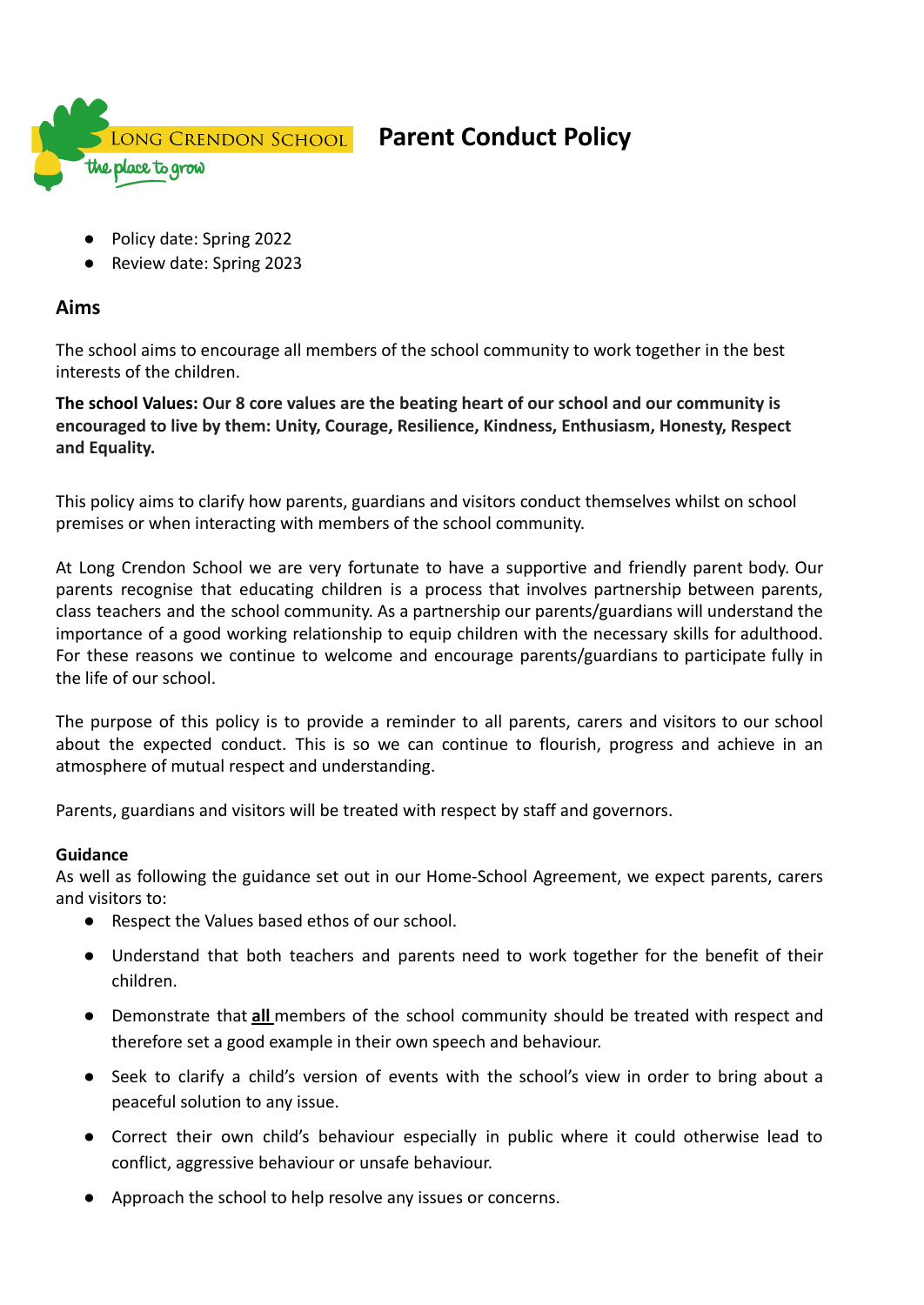Long Crendon School

the place to grow

# Parent Conduct Policy

- Policy date: Spring 2022
- Review date: Spring 2023

## Aims

The school aims to encourage all members of the school community to work together in the best interests of the children.

**The school Values: Our 8 core values are the beating heart of our school and our community is encouraged to live by them: Unity, Courage, Resilience, Kindness, Enthusiasm, Honesty, Respect and Equality.**

This policy aims to clarify how parents, guardians and visitors conduct themselves whilst on school premises or when interacting with members of the school community.

At Long Crendon School we are very fortunate to have a supportive and friendly parent body. Our parents recognise that educating children is a process that involves partnership between parents, class teachers and the school community. As a partnership our parents/guardians will understand the importance of a good working relationship to equip children with the necessary skills for adulthood. For these reasons we continue to welcome and encourage parents/guardians to participate fully in the life of our school.

The purpose of this policy is to provide a reminder to all parents, carers and visitors to our school about the expected conduct. This is so we can continue to flourish, progress and achieve in an atmosphere of mutual respect and understanding.

Parents, guardians and visitors will be treated with respect by staff and governors.

**Guidance**

As well as following the guidance set out in our Home-School Agreement, we expect parents, carers and visitors to:

- Respect the Values based ethos of our school.
- Understand that both teachers and parents need to work together for the benefit of their children.
- Demonstrate that **all** members of the school community should be treated with respect and therefore set a good example in their own speech and behaviour.
- Seek to clarify a child's version of events with the school's view in order to bring about a peaceful solution to any issue.
- Correct their own child's behaviour especially in public where it could otherwise lead to conflict, aggressive behaviour or unsafe behaviour.
- Approach the school to help resolve any issues or concerns.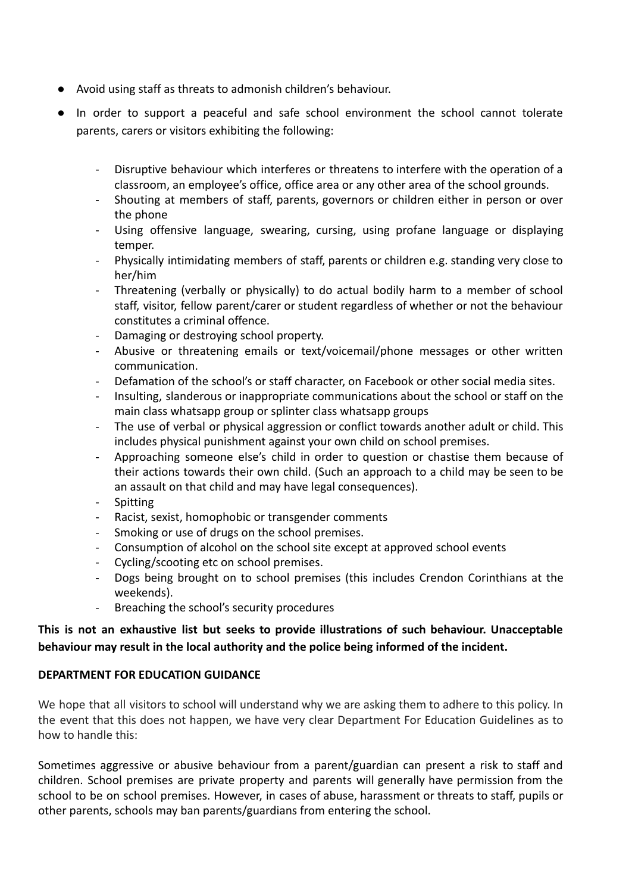- Avoid using staff as threats to admonish children's behaviour.
- In order to support a peaceful and safe school environment the school cannot tolerate parents, carers or visitors exhibiting the following:

  - Disruptive behaviour which interferes or threatens to interfere with the operation of a classroom, an employee's office, office area or any other area of the school grounds.
  - Shouting at members of staff, parents, governors or children either in person or over the phone
  - Using offensive language, swearing, cursing, using profane language or displaying temper.
  - Physically intimidating members of staff, parents or children e.g. standing very close to her/him
  - Threatening (verbally or physically) to do actual bodily harm to a member of school staff, visitor, fellow parent/carer or student regardless of whether or not the behaviour constitutes a criminal offence.
  - Damaging or destroying school property.
  - Abusive or threatening emails or text/voicemail/phone messages or other written communication.
  - Defamation of the school's or staff character, on Facebook or other social media sites.
  - Insulting, slanderous or inappropriate communications about the school or staff on the main class whatsapp group or splinter class whatsapp groups
  - The use of verbal or physical aggression or conflict towards another adult or child. This includes physical punishment against your own child on school premises.
  - Approaching someone else's child in order to question or chastise them because of their actions towards their own child. (Such an approach to a child may be seen to be an assault on that child and may have legal consequences).
  - Spitting
  - Racist, sexist, homophobic or transgender comments
  - Smoking or use of drugs on the school premises.
  - Consumption of alcohol on the school site except at approved school events
  - Cycling/scooting etc on school premises.
  - Dogs being brought on to school premises (this includes Crendon Corinthians at the weekends).
  - Breaching the school's security procedures

**This is not an exhaustive list but seeks to provide illustrations of such behaviour. Unacceptable behaviour may result in the local authority and the police being informed of the incident.**

**DEPARTMENT FOR EDUCATION GUIDANCE**

We hope that all visitors to school will understand why we are asking them to adhere to this policy. In the event that this does not happen, we have very clear Department For Education Guidelines as to how to handle this:

Sometimes aggressive or abusive behaviour from a parent/guardian can present a risk to staff and children. School premises are private property and parents will generally have permission from the school to be on school premises. However, in cases of abuse, harassment or threats to staff, pupils or other parents, schools may ban parents/guardians from entering the school.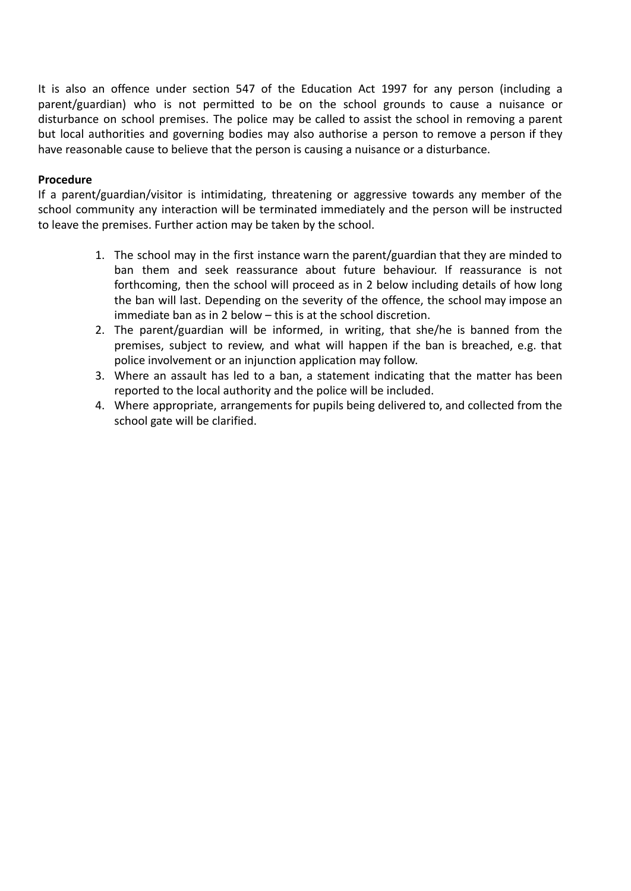It is also an offence under section 547 of the Education Act 1997 for any person (including a parent/guardian) who is not permitted to be on the school grounds to cause a nuisance or disturbance on school premises. The police may be called to assist the school in removing a parent but local authorities and governing bodies may also authorise a person to remove a person if they have reasonable cause to believe that the person is causing a nuisance or a disturbance.

**Procedure**

If a parent/guardian/visitor is intimidating, threatening or aggressive towards any member of the school community any interaction will be terminated immediately and the person will be instructed to leave the premises. Further action may be taken by the school.

1. The school may in the first instance warn the parent/guardian that they are minded to ban them and seek reassurance about future behaviour. If reassurance is not forthcoming, then the school will proceed as in 2 below including details of how long the ban will last. Depending on the severity of the offence, the school may impose an immediate ban as in 2 below – this is at the school discretion.
2. The parent/guardian will be informed, in writing, that she/he is banned from the premises, subject to review, and what will happen if the ban is breached, e.g. that police involvement or an injunction application may follow.
3. Where an assault has led to a ban, a statement indicating that the matter has been reported to the local authority and the police will be included.
4. Where appropriate, arrangements for pupils being delivered to, and collected from the school gate will be clarified.